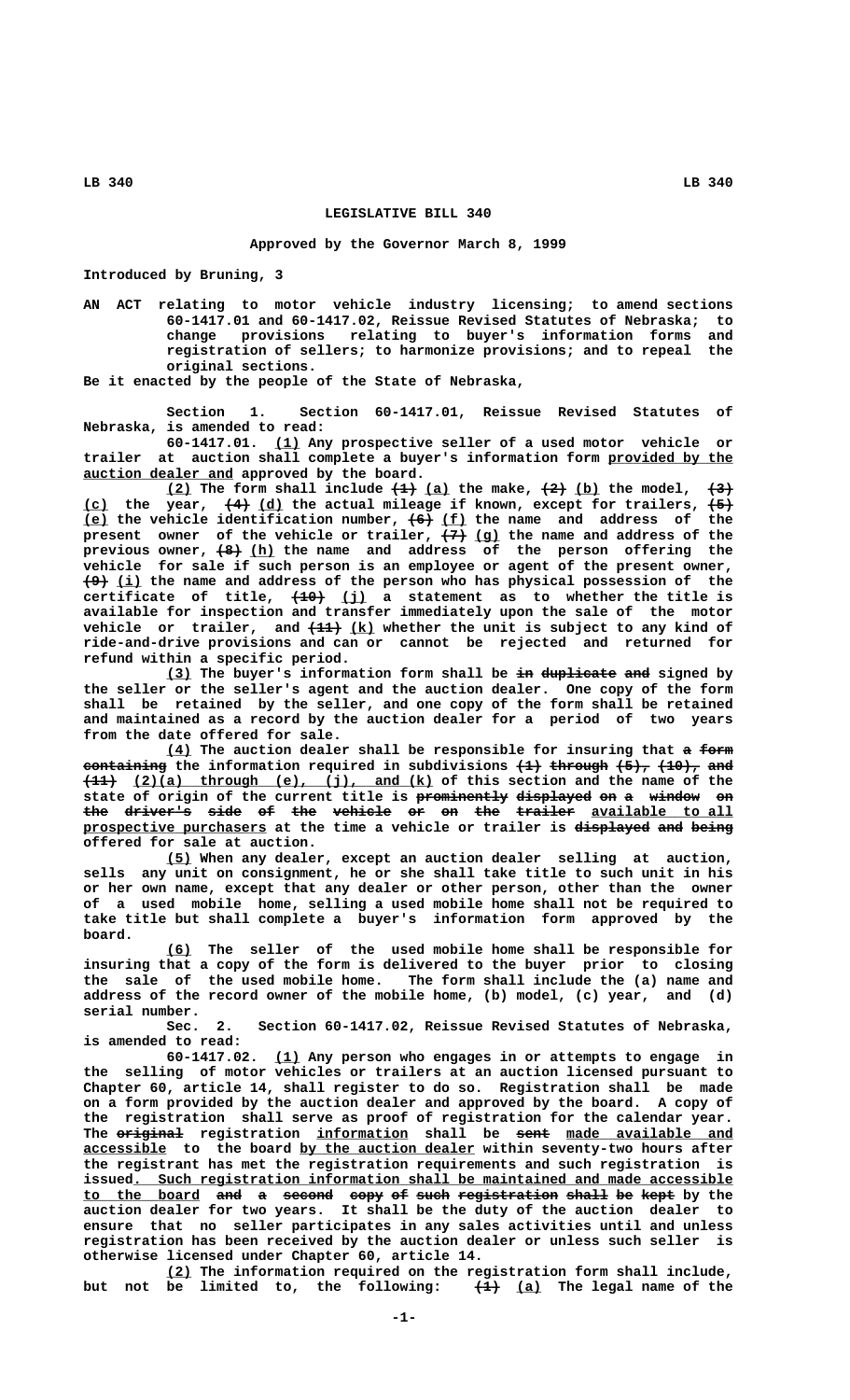LB 340 LB 340

# LEGISLATIVE BILL 340

## Approved by the Governor March 8, 1999

Introduced by Bruning, 3

AN ACT relating to motor vehicle industry licensing; to amend sections 60-1417.01 and 60-1417.02, Reissue Revised Statutes of Nebraska; to change provisions relating to buyer's information forms and registration of sellers; to harmonize provisions; and to repeal the original sections.

Be it enacted by the people of the State of Nebraska,

Section 1. Section 60-1417.01, Reissue Revised Statutes of Nebraska, is amended to read:

60-1417.01. (1) Any prospective seller of a used motor vehicle or trailer at auction shall complete a buyer's information form provided by the auction dealer and approved by the board.

(2) The form shall include ~~(1)~~ (a) the make, ~~(2)~~ (b) the model, ~~(3)~~ (c) the year, ~~(4)~~ (d) the actual mileage if known, except for trailers, ~~(5)~~ (e) the vehicle identification number, ~~(6)~~ (f) the name and address of the present owner of the vehicle or trailer, ~~(7)~~ (g) the name and address of the previous owner, ~~(8)~~ (h) the name and address of the person offering the vehicle for sale if such person is an employee or agent of the present owner, ~~(9)~~ (i) the name and address of the person who has physical possession of the certificate of title, ~~(10)~~ (j) a statement as to whether the title is available for inspection and transfer immediately upon the sale of the motor vehicle or trailer, and ~~(11)~~ (k) whether the unit is subject to any kind of ride-and-drive provisions and can or cannot be rejected and returned for refund within a specific period.

(3) The buyer's information form shall be ~~in duplicate and~~ signed by the seller or the seller's agent and the auction dealer. One copy of the form shall be retained by the seller, and one copy of the form shall be retained and maintained as a record by the auction dealer for a period of two years from the date offered for sale.

(4) The auction dealer shall be responsible for insuring that ~~a form containing~~ the information required in subdivisions ~~(1) through (5), (10), and (11)~~ (2)(a) through (e), (j), and (k) of this section and the name of the state of origin of the current title is ~~prominently displayed on a window on the driver's side of the vehicle or on the trailer~~ available to all prospective purchasers at the time a vehicle or trailer is ~~displayed and being~~ offered for sale at auction.

(5) When any dealer, except an auction dealer selling at auction, sells any unit on consignment, he or she shall take title to such unit in his or her own name, except that any dealer or other person, other than the owner of a used mobile home, selling a used mobile home shall not be required to take title but shall complete a buyer's information form approved by the board.

(6) The seller of the used mobile home shall be responsible for insuring that a copy of the form is delivered to the buyer prior to closing the sale of the used mobile home. The form shall include the (a) name and address of the record owner of the mobile home, (b) model, (c) year, and (d) serial number.

Sec. 2. Section 60-1417.02, Reissue Revised Statutes of Nebraska, is amended to read:

60-1417.02. (1) Any person who engages in or attempts to engage in the selling of motor vehicles or trailers at an auction licensed pursuant to Chapter 60, article 14, shall register to do so. Registration shall be made on a form provided by the auction dealer and approved by the board. A copy of the registration shall serve as proof of registration for the calendar year. The ~~original~~ registration information shall be ~~sent~~ made available and accessible to the board by the auction dealer within seventy-two hours after the registrant has met the registration requirements and such registration is issued. Such registration information shall be maintained and made accessible to the board ~~and a second copy of such registration shall be kept~~ by the auction dealer for two years. It shall be the duty of the auction dealer to ensure that no seller participates in any sales activities until and unless registration has been received by the auction dealer or unless such seller is otherwise licensed under Chapter 60, article 14.

(2) The information required on the registration form shall include, but not be limited to, the following: ~~(1)~~ (a) The legal name of the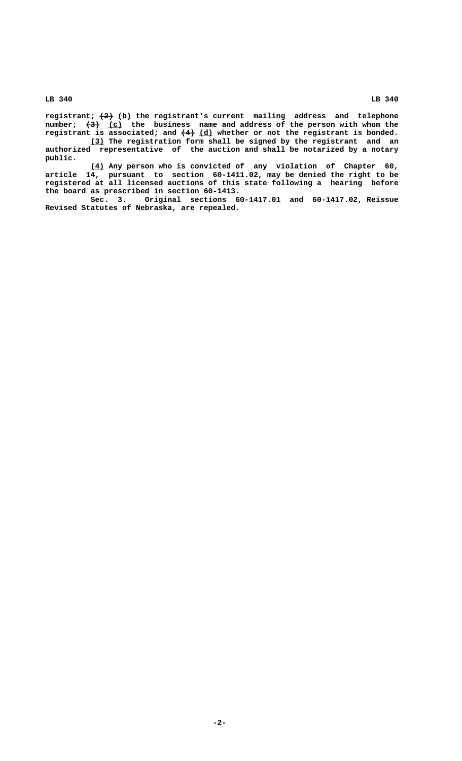registrant; ~~(2)~~ (b) the registrant's current mailing address and telephone number; ~~(3)~~ (c) the business name and address of the person with whom the registrant is associated; and ~~(4)~~ (d) whether or not the registrant is bonded.

(3) The registration form shall be signed by the registrant and an authorized representative of the auction and shall be notarized by a notary public.

(4) Any person who is convicted of any violation of Chapter 60, article 14, pursuant to section 60-1411.02, may be denied the right to be registered at all licensed auctions of this state following a hearing before the board as prescribed in section 60-1413.

Sec. 3. Original sections 60-1417.01 and 60-1417.02, Reissue Revised Statutes of Nebraska, are repealed.